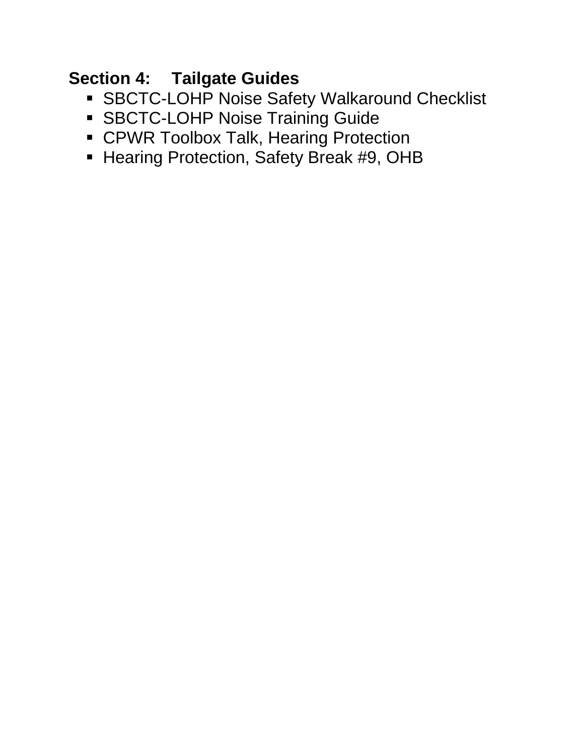## Section 4: Tailgate Guides

- SBCTC-LOHP Noise Safety Walkaround Checklist
- SBCTC-LOHP Noise Training Guide
- CPWR Toolbox Talk, Hearing Protection
- Hearing Protection, Safety Break #9, OHB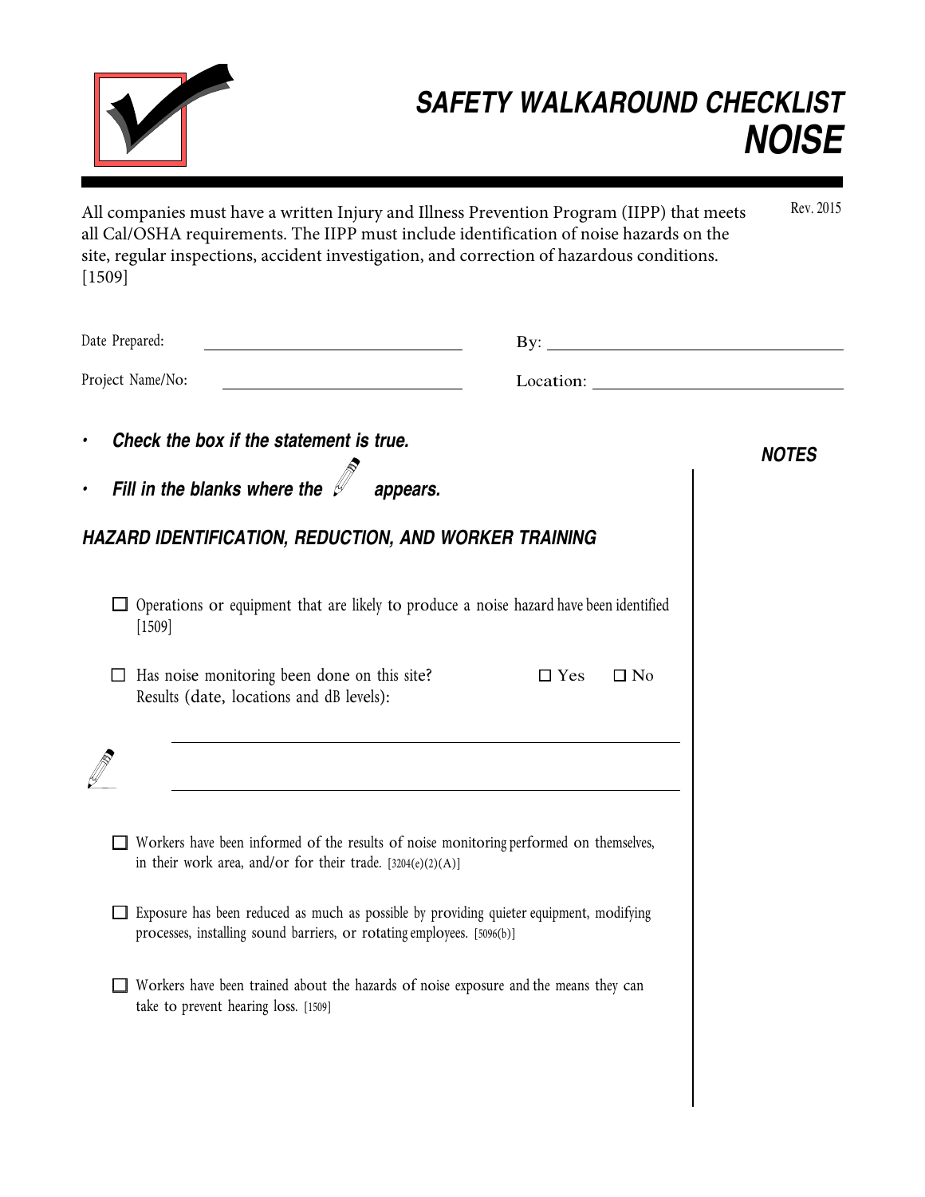# SAFETY WALKAROUND CHECKLIST
# NOISE

Rev. 2015

All companies must have a written Injury and Illness Prevention Program (IIPP) that meets all Cal/OSHA requirements. The IIPP must include identification of noise hazards on the site, regular inspections, accident investigation, and correction of hazardous conditions. [1509]

Date Prepared: ______________________ By: ______________________

Project Name/No: ______________________ Location: ______________________

- ***Check the box if the statement is true.***
- ***Fill in the blanks where the ✎ appears.***

***NOTES***

## *HAZARD IDENTIFICATION, REDUCTION, AND WORKER TRAINING*

☐ Operations or equipment that are likely to produce a noise hazard have been identified [1509]

☐ Has noise monitoring been done on this site? ☐ Yes ☐ No
Results (date, locations and dB levels):

✎ ______________________________________________

______________________________________________

☐ Workers have been informed of the results of noise monitoring performed on themselves, in their work area, and/or for their trade. [3204(e)(2)(A)]

☐ Exposure has been reduced as much as possible by providing quieter equipment, modifying processes, installing sound barriers, or rotating employees. [5096(b)]

☐ Workers have been trained about the hazards of noise exposure and the means they can take to prevent hearing loss. [1509]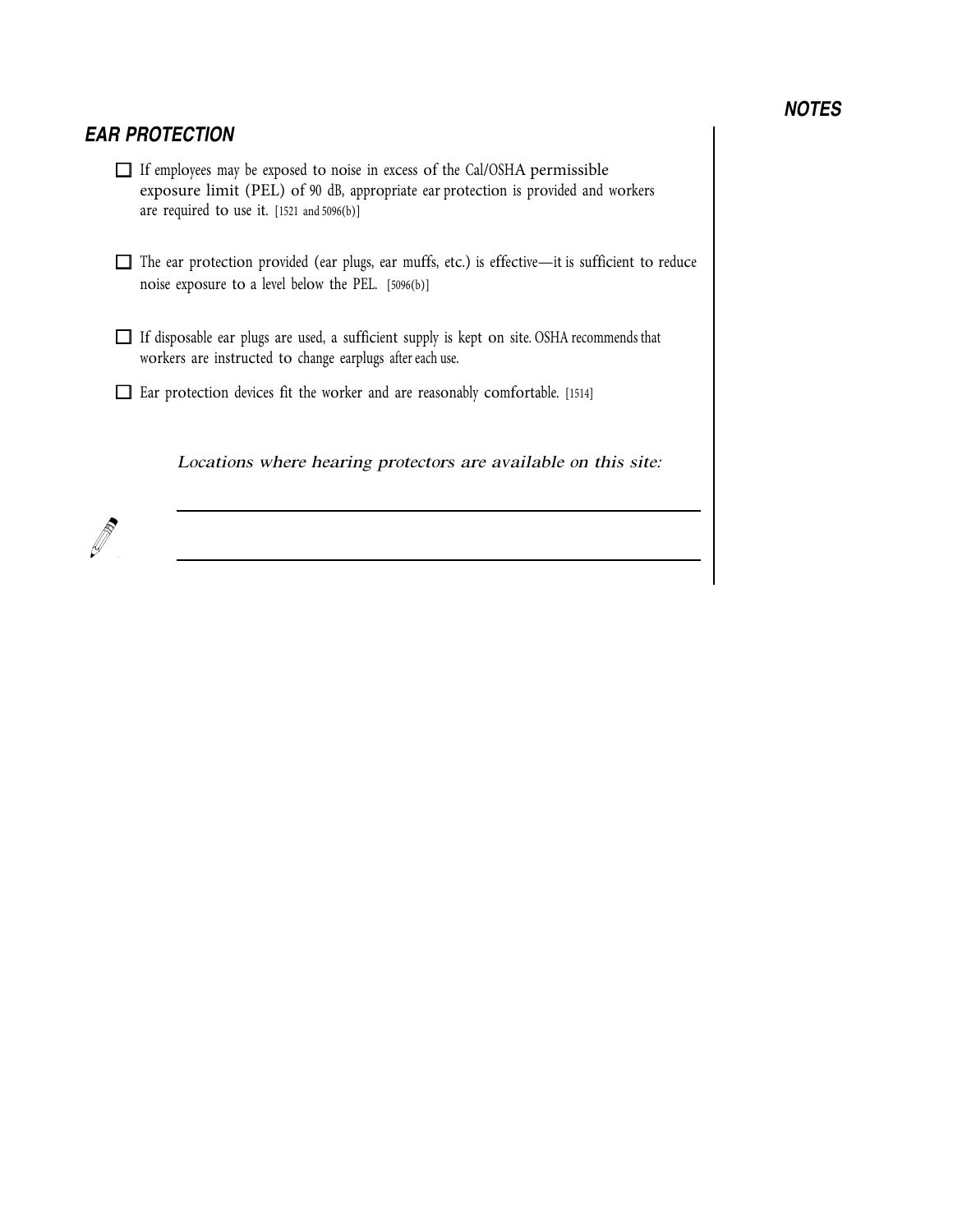## EAR PROTECTION

- [ ] If employees may be exposed to noise in excess of the Cal/OSHA permissible exposure limit (PEL) of 90 dB, appropriate ear protection is provided and workers are required to use it. [1521 and 5096(b)]

- [ ] The ear protection provided (ear plugs, ear muffs, etc.) is effective—it is sufficient to reduce noise exposure to a level below the PEL. [5096(b)]

- [ ] If disposable ear plugs are used, a sufficient supply is kept on site. OSHA recommends that workers are instructed to change earplugs after each use.

- [ ] Ear protection devices fit the worker and are reasonably comfortable. [1514]

*Locations where hearing protectors are available on this site:*

\_\_\_\_\_\_\_\_\_\_\_\_\_\_\_\_\_\_\_\_\_\_\_\_\_\_\_\_\_\_\_\_\_\_\_\_\_\_\_\_\_\_\_\_\_\_\_\_\_\_\_\_\_\_\_\_

\_\_\_\_\_\_\_\_\_\_\_\_\_\_\_\_\_\_\_\_\_\_\_\_\_\_\_\_\_\_\_\_\_\_\_\_\_\_\_\_\_\_\_\_\_\_\_\_\_\_\_\_\_\_\_\_

### NOTES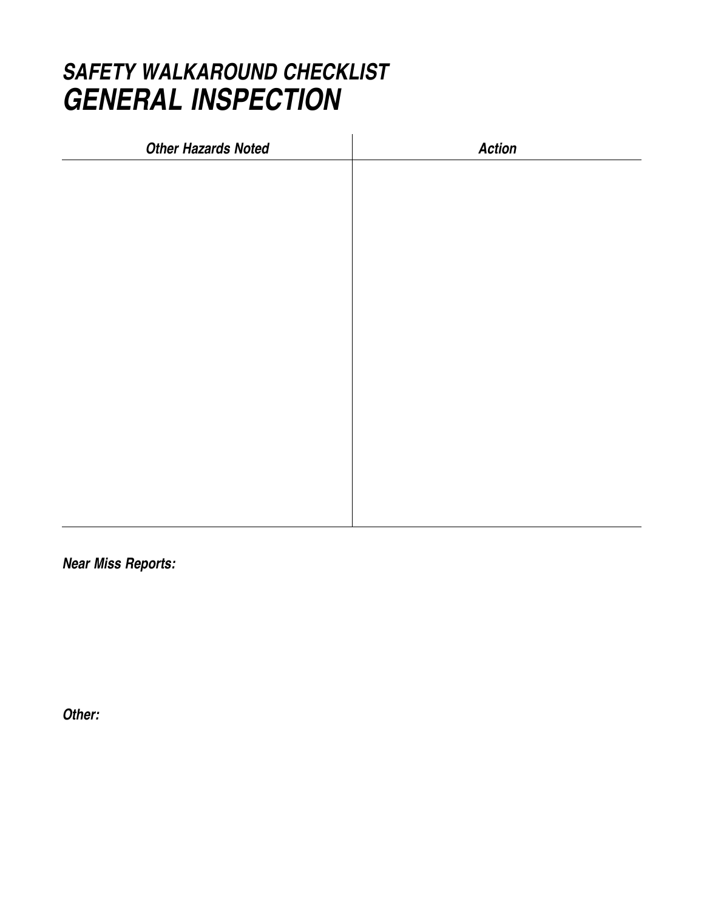# *SAFETY WALKAROUND CHECKLIST*
# *GENERAL INSPECTION*

| *Other Hazards Noted* | *Action* |
| --- | --- |
| | |

***Near Miss Reports:***

***Other:***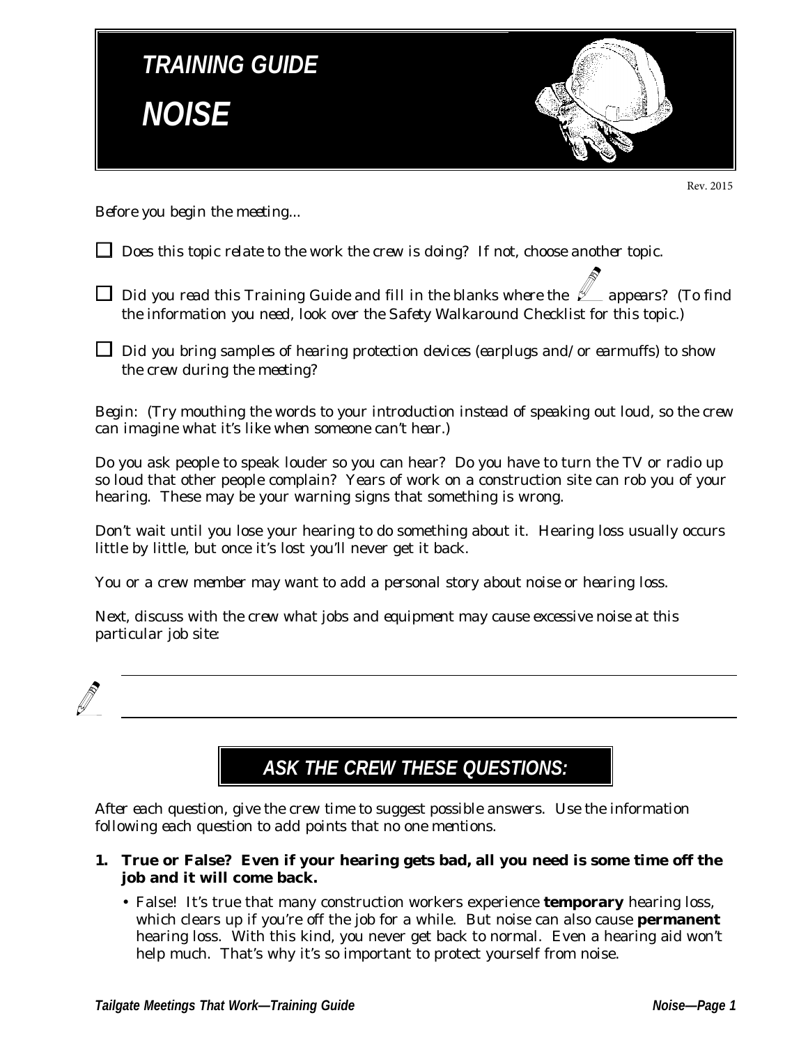# TRAINING GUIDE

# NOISE

Rev. 2015

*Before you begin the meeting...*

- ☐ *Does this topic relate to the work the crew is doing? If not, choose another topic.*
- ☐ *Did you read this Training Guide and fill in the blanks where the ✎ appears? (To find the information you need, look over the Safety Walkaround Checklist for this topic.)*
- ☐ *Did you bring samples of hearing protection devices (earplugs and/or earmuffs) to show the crew during the meeting?*

*Begin: (Try mouthing the words to your introduction instead of speaking out loud, so the crew can imagine what it's like when someone can't hear.)*

Do you ask people to speak louder so you can hear? Do you have to turn the TV or radio up so loud that other people complain? Years of work on a construction site can rob you of your hearing. These may be your warning signs that something is wrong.

Don't wait until you lose your hearing to do something about it. Hearing loss usually occurs little by little, but once it's lost you'll never get it back.

*You or a crew member may want to add a personal story about noise or hearing loss.*

*Next, discuss with the crew what jobs and equipment may cause excessive noise at this particular job site:*

✎ ______________________________________________

______________________________________________

## ASK THE CREW THESE QUESTIONS:

*After each question, give the crew time to suggest possible answers. Use the information following each question to add points that no one mentions.*

**1. True or False? Even if your hearing gets bad, all you need is some time off the job and it will come back.**

- False! It's true that many construction workers experience **temporary** hearing loss, which clears up if you're off the job for a while. But noise can also cause **permanent** hearing loss. With this kind, you never get back to normal. Even a hearing aid won't help much. That's why it's so important to protect yourself from noise.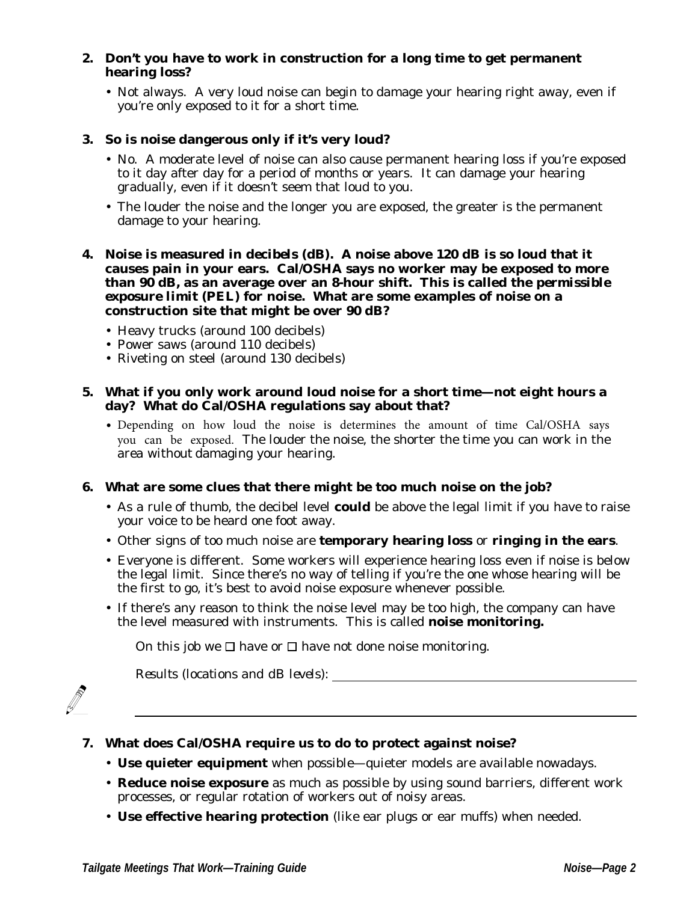**2. Don't you have to work in construction for a long time to get permanent hearing loss?**

- Not always. A very loud noise can begin to damage your hearing right away, even if you're only exposed to it for a short time.

**3. So is noise dangerous only if it's very loud?**

- No. A moderate level of noise can also cause permanent hearing loss if you're exposed to it day after day for a period of months or years. It can damage your hearing gradually, even if it doesn't seem that loud to you.
- The louder the noise and the longer you are exposed, the greater is the permanent damage to your hearing.

**4. Noise is measured in decibels (dB). A noise above 120 dB is so loud that it causes pain in your ears. Cal/OSHA says no worker may be exposed to more than 90 dB, as an average over an 8-hour shift. This is called the permissible exposure limit (PEL) for noise. What are some examples of noise on a construction site that might be over 90 dB?**

- Heavy trucks (around 100 decibels)
- Power saws (around 110 decibels)
- Riveting on steel (around 130 decibels)

**5. What if you only work around loud noise for a short time—not eight hours a day? What do Cal/OSHA regulations say about that?**

- Depending on how loud the noise is determines the amount of time Cal/OSHA says you can be exposed. The louder the noise, the shorter the time you can work in the area without damaging your hearing.

**6. What are some clues that there might be too much noise on the job?**

- As a rule of thumb, the decibel level **could** be above the legal limit if you have to raise your voice to be heard one foot away.
- Other signs of too much noise are **temporary hearing loss** or **ringing in the ears**.
- Everyone is different. Some workers will experience hearing loss even if noise is below the legal limit. Since there's no way of telling if you're the one whose hearing will be the first to go, it's best to avoid noise exposure whenever possible.
- If there's any reason to think the noise level may be too high, the company can have the level measured with instruments. This is called **noise monitoring.**

On this job we ☐ have or ☐ have not done noise monitoring.

Results (locations and dB levels): ______________________________

______________________________________________________________

**7. What does Cal/OSHA require us to do to protect against noise?**

- **Use quieter equipment** when possible—quieter models are available nowadays.
- **Reduce noise exposure** as much as possible by using sound barriers, different work processes, or regular rotation of workers out of noisy areas.
- **Use effective hearing protection** (like ear plugs or ear muffs) when needed.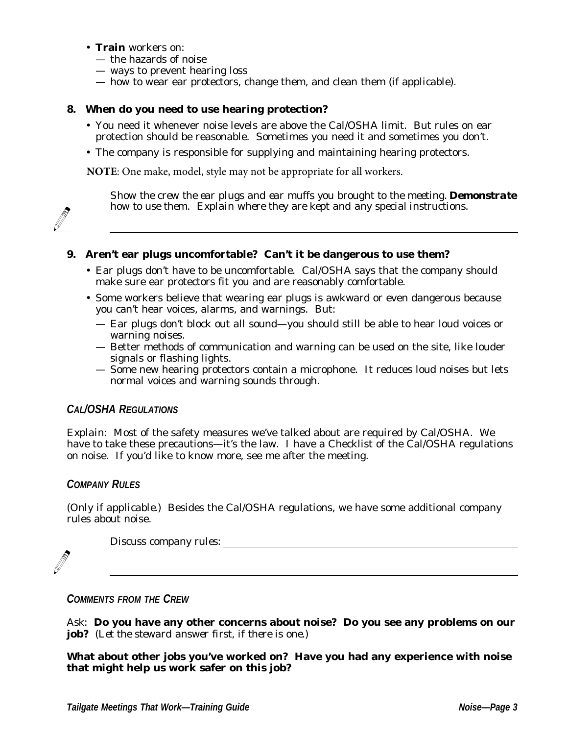- **Train** workers on:
  - — the hazards of noise
  - — ways to prevent hearing loss
  - — how to wear ear protectors, change them, and clean them (if applicable).

**8. When do you need to use hearing protection?**

- You need it whenever noise levels are above the Cal/OSHA limit. But rules on ear protection should be reasonable. Sometimes you need it and sometimes you don't.
- The company is responsible for supplying and maintaining hearing protectors.

**NOTE**: One make, model, style may not be appropriate for all workers.

*Show the crew the ear plugs and ear muffs you brought to the meeting.* ***Demonstrate*** *how to use them. Explain where they are kept and any special instructions.*

______________________________________________________________________

**9. Aren't ear plugs uncomfortable? Can't it be dangerous to use them?**

- Ear plugs don't have to be uncomfortable. Cal/OSHA says that the company should make sure ear protectors fit you and are reasonably comfortable.
- Some workers believe that wearing ear plugs is awkward or even dangerous because you can't hear voices, alarms, and warnings. But:
  - — Ear plugs don't block out all sound—you should still be able to hear loud voices or warning noises.
  - — Better methods of communication and warning can be used on the site, like louder signals or flashing lights.
  - — Some new hearing protectors contain a microphone. It reduces loud noises but lets normal voices and warning sounds through.

### *CAL/OSHA REGULATIONS*

Explain: Most of the safety measures we've talked about are required by Cal/OSHA. We have to take these precautions—it's the law. I have a Checklist of the Cal/OSHA regulations on noise. If you'd like to know more, see me after the meeting.

### *COMPANY RULES*

(Only if applicable.) Besides the Cal/OSHA regulations, we have some additional company rules about noise.

*Discuss company rules:* ______________________________________________

______________________________________________________________________

### *COMMENTS FROM THE CREW*

Ask: **Do you have any other concerns about noise? Do you see any problems on our job?** *(Let the steward answer first, if there is one.)*

**What about other jobs you've worked on? Have you had any experience with noise that might help us work safer on this job?**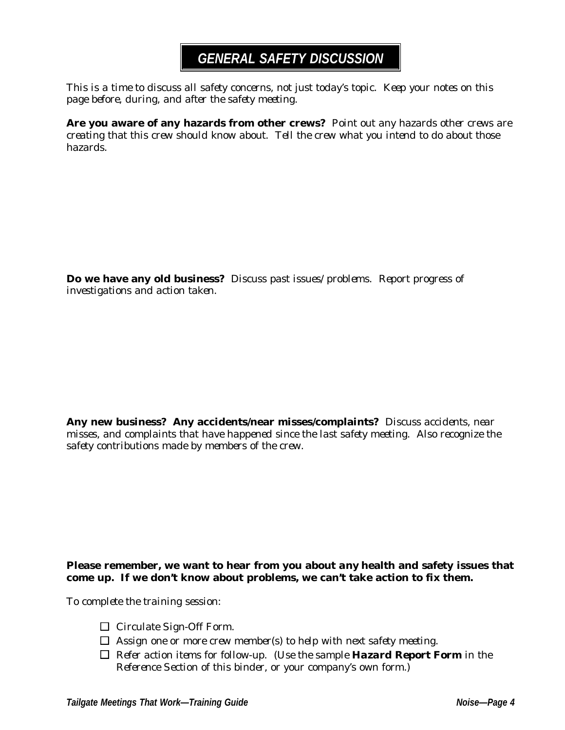# *GENERAL SAFETY DISCUSSION*

*This is a time to discuss all safety concerns, not just today's topic. Keep your notes on this page before, during, and after the safety meeting.*

**Are you aware of any hazards from other crews?** *Point out any hazards other crews are creating that this crew should know about. Tell the crew what you intend to do about those hazards.*

**Do we have any old business?** *Discuss past issues/problems. Report progress of investigations and action taken.*

**Any new business? Any accidents/near misses/complaints?** *Discuss accidents, near misses, and complaints that have happened since the last safety meeting. Also recognize the safety contributions made by members of the crew.*

**Please remember, we want to hear from you about *any* health and safety issues that come up. If we don't know about problems, we can't take action to fix them.**

*To complete the training session:*

- ☐ *Circulate Sign-Off Form.*
- ☐ *Assign one or more crew member(s) to help with next safety meeting.*
- ☐ *Refer action items for follow-up. (Use the sample* ***Hazard Report Form*** *in the Reference Section of this binder, or your company's own form.)*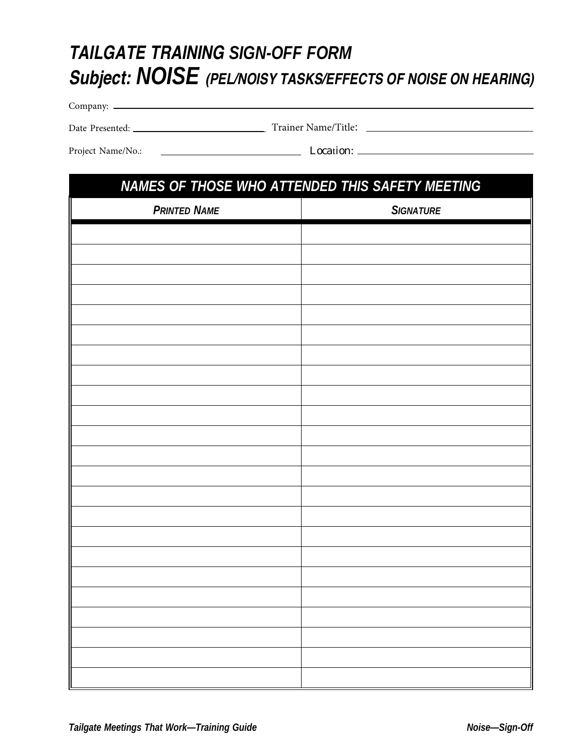# *TAILGATE TRAINING SIGN-OFF FORM*
## *Subject: NOISE (PEL/NOISY TASKS/EFFECTS OF NOISE ON HEARING)*

Company: ______________________________________________

Date Presented: ____________________ Trainer Name/Title: ____________________

Project Name/No.: ____________________ Location: ____________________

| ***NAMES OF THOSE WHO ATTENDED THIS SAFETY MEETING*** | |
|---|---|
| ***PRINTED NAME*** | ***SIGNATURE*** |
| | |
| | |
| | |
| | |
| | |
| | |
| | |
| | |
| | |
| | |
| | |
| | |
| | |
| | |
| | |
| | |
| | |
| | |
| | |
| | |
| | |
| | |
| | |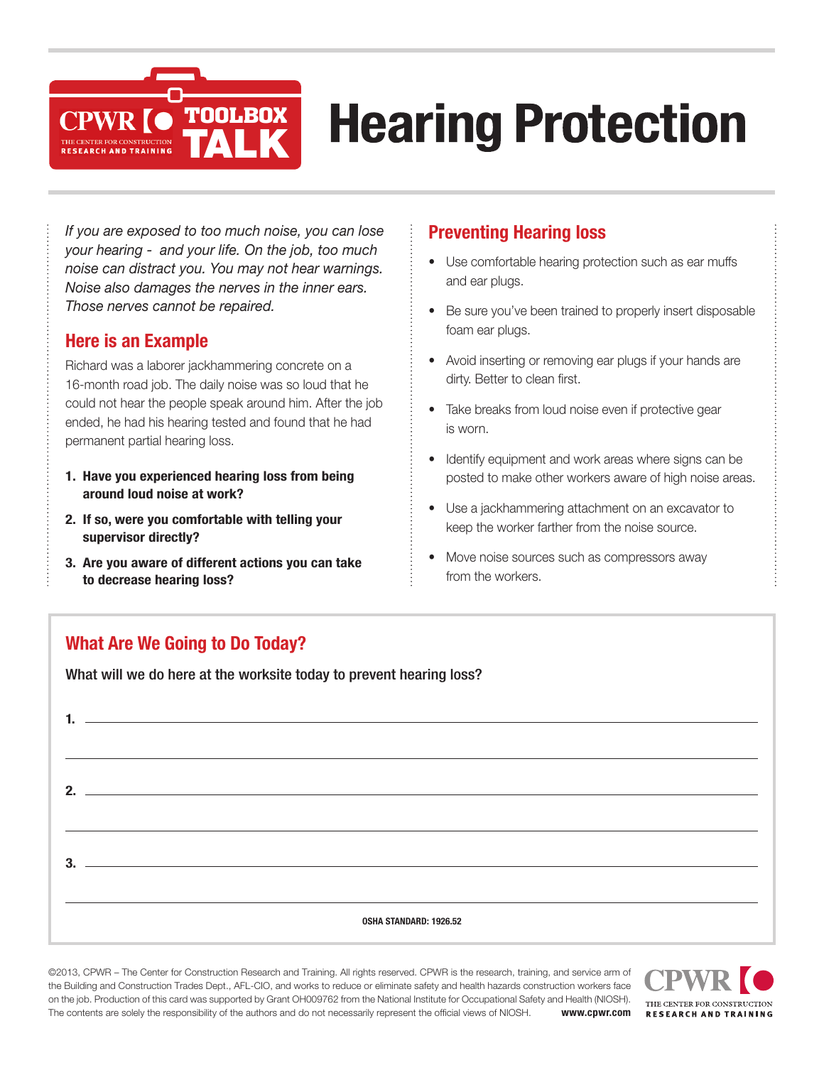CPWR – THE CENTER FOR CONSTRUCTION RESEARCH AND TRAINING

TOOLBOX TALK

# Hearing Protection

*If you are exposed to too much noise, you can lose your hearing - and your life. On the job, too much noise can distract you. You may not hear warnings. Noise also damages the nerves in the inner ears. Those nerves cannot be repaired.*

## Here is an Example

Richard was a laborer jackhammering concrete on a 16-month road job. The daily noise was so loud that he could not hear the people speak around him. After the job ended, he had his hearing tested and found that he had permanent partial hearing loss.

1. **Have you experienced hearing loss from being around loud noise at work?**
2. **If so, were you comfortable with telling your supervisor directly?**
3. **Are you aware of different actions you can take to decrease hearing loss?**

## Preventing Hearing loss

- Use comfortable hearing protection such as ear muffs and ear plugs.
- Be sure you've been trained to properly insert disposable foam ear plugs.
- Avoid inserting or removing ear plugs if your hands are dirty. Better to clean first.
- Take breaks from loud noise even if protective gear is worn.
- Identify equipment and work areas where signs can be posted to make other workers aware of high noise areas.
- Use a jackhammering attachment on an excavator to keep the worker farther from the noise source.
- Move noise sources such as compressors away from the workers.

## What Are We Going to Do Today?

**What will we do here at the worksite today to prevent hearing loss?**

1. ______________________________________________

______________________________________________

2. ______________________________________________

______________________________________________

3. ______________________________________________

______________________________________________

**OSHA STANDARD: 1926.52**

©2013, CPWR – The Center for Construction Research and Training. All rights reserved. CPWR is the research, training, and service arm of the Building and Construction Trades Dept., AFL-CIO, and works to reduce or eliminate safety and health hazards construction workers face on the job. Production of this card was supported by Grant OH009762 from the National Institute for Occupational Safety and Health (NIOSH). The contents are solely the responsibility of the authors and do not necessarily represent the official views of NIOSH. **www.cpwr.com**

CPWR – THE CENTER FOR CONSTRUCTION RESEARCH AND TRAINING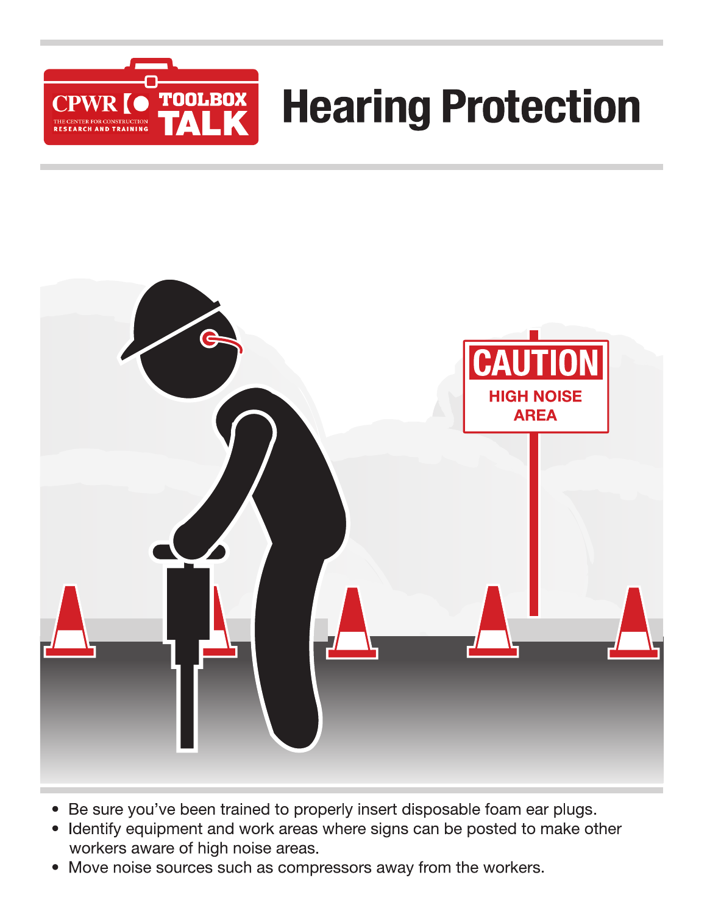CPWR TOOLBOX TALK

# Hearing Protection

- Be sure you've been trained to properly insert disposable foam ear plugs.
- Identify equipment and work areas where signs can be posted to make other workers aware of high noise areas.
- Move noise sources such as compressors away from the workers.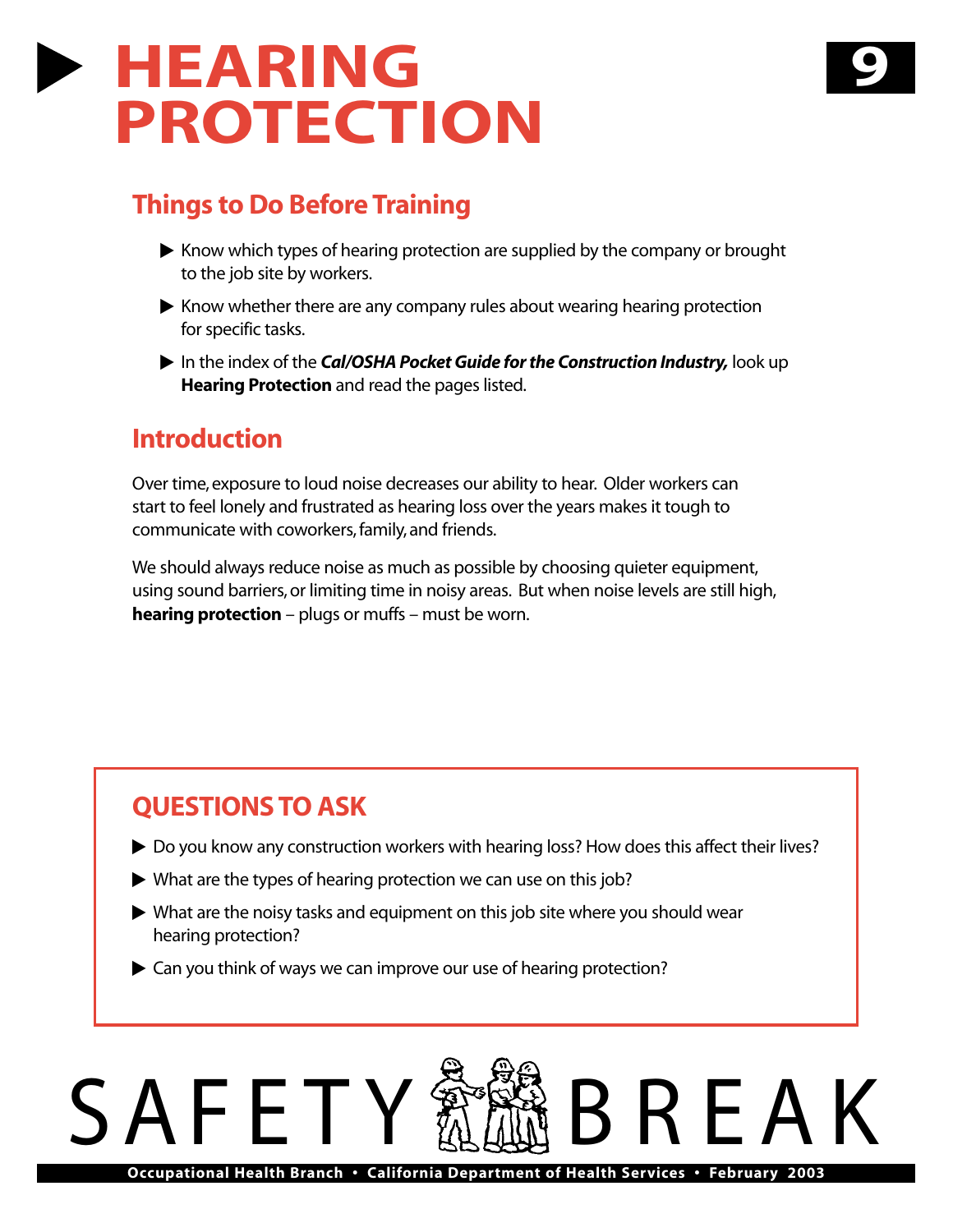# HEARING PROTECTION

9

## Things to Do Before Training

- Know which types of hearing protection are supplied by the company or brought to the job site by workers.
- Know whether there are any company rules about wearing hearing protection for specific tasks.
- In the index of the ***Cal/OSHA Pocket Guide for the Construction Industry,*** look up **Hearing Protection** and read the pages listed.

## Introduction

Over time, exposure to loud noise decreases our ability to hear. Older workers can start to feel lonely and frustrated as hearing loss over the years makes it tough to communicate with coworkers, family, and friends.

We should always reduce noise as much as possible by choosing quieter equipment, using sound barriers, or limiting time in noisy areas. But when noise levels are still high, **hearing protection** – plugs or muffs – must be worn.

## QUESTIONS TO ASK

- Do you know any construction workers with hearing loss? How does this affect their lives?
- What are the types of hearing protection we can use on this job?
- What are the noisy tasks and equipment on this job site where you should wear hearing protection?
- Can you think of ways we can improve our use of hearing protection?

SAFETY BREAK

Occupational Health Branch • California Department of Health Services • February 2003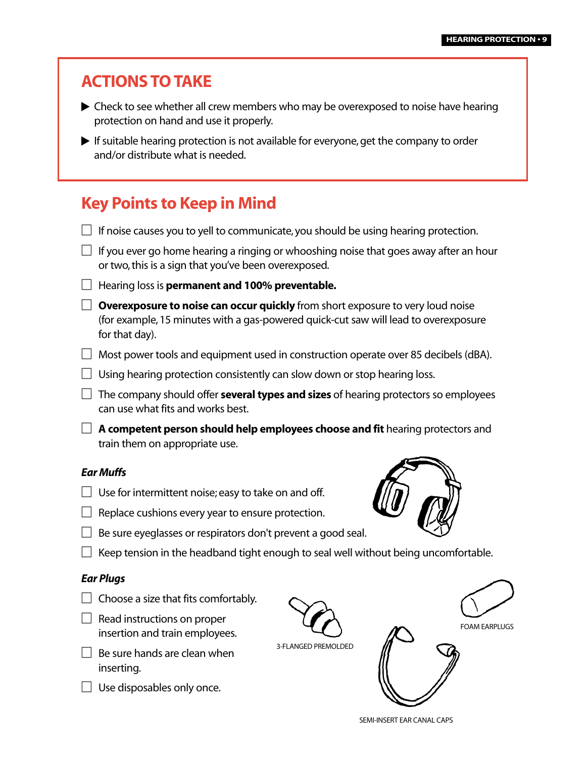## ACTIONS TO TAKE

- Check to see whether all crew members who may be overexposed to noise have hearing protection on hand and use it properly.
- If suitable hearing protection is not available for everyone, get the company to order and/or distribute what is needed.

## Key Points to Keep in Mind

- ☐ If noise causes you to yell to communicate, you should be using hearing protection.
- ☐ If you ever go home hearing a ringing or whooshing noise that goes away after an hour or two, this is a sign that you've been overexposed.
- ☐ Hearing loss is **permanent and 100% preventable.**
- ☐ **Overexposure to noise can occur quickly** from short exposure to very loud noise (for example, 15 minutes with a gas-powered quick-cut saw will lead to overexposure for that day).
- ☐ Most power tools and equipment used in construction operate over 85 decibels (dBA).
- ☐ Using hearing protection consistently can slow down or stop hearing loss.
- ☐ The company should offer **several types and sizes** of hearing protectors so employees can use what fits and works best.
- ☐ **A competent person should help employees choose and fit** hearing protectors and train them on appropriate use.

### *Ear Muffs*

- ☐ Use for intermittent noise; easy to take on and off.
- ☐ Replace cushions every year to ensure protection.
- ☐ Be sure eyeglasses or respirators don't prevent a good seal.
- ☐ Keep tension in the headband tight enough to seal well without being uncomfortable.

### *Ear Plugs*

- ☐ Choose a size that fits comfortably.
- ☐ Read instructions on proper insertion and train employees.
- ☐ Be sure hands are clean when inserting.
- ☐ Use disposables only once.

3-FLANGED PREMOLDED

FOAM EARPLUGS

SEMI-INSERT EAR CANAL CAPS